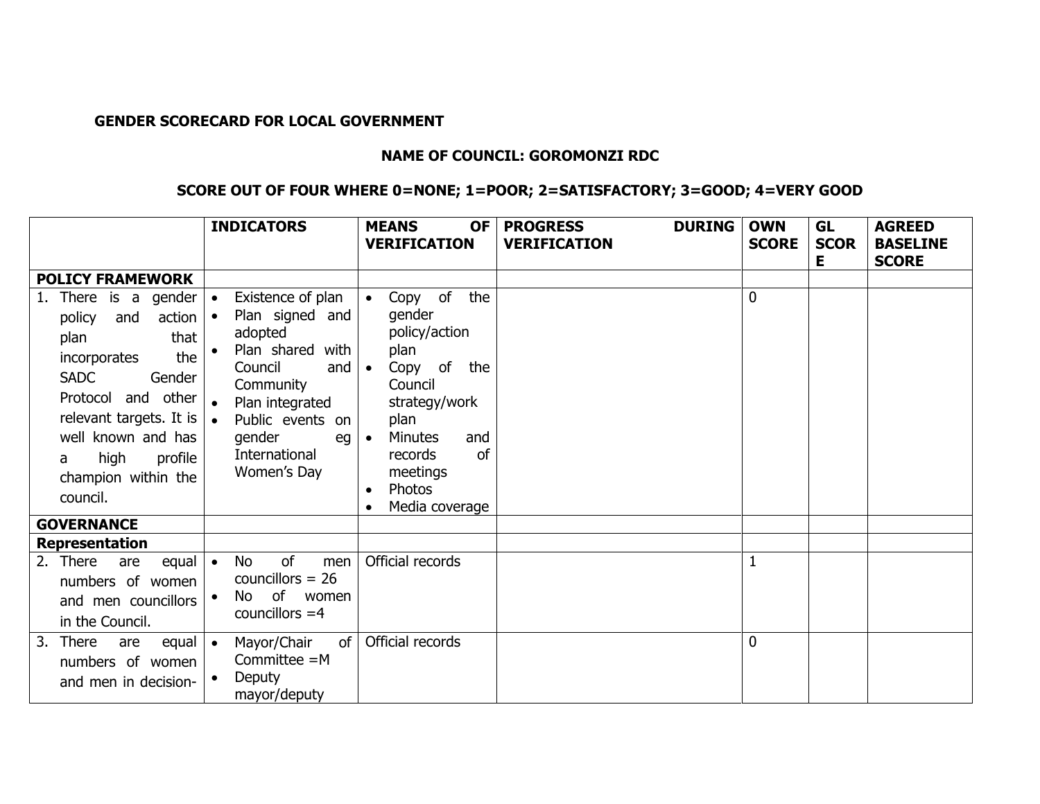**GENDER SCORECARD FOR LOCAL GOVERNMENT**

**NAME OF COUNCIL: GOROMONZI RDC**

**SCORE OUT OF FOUR WHERE 0=NONE; 1=POOR; 2=SATISFACTORY; 3=GOOD; 4=VERY GOOD**

| | INDICATORS | MEANS OF VERIFICATION | PROGRESS DURING VERIFICATION | OWN SCORE | GL SCORE | AGREED BASELINE SCORE |
|---|---|---|---|---|---|---|
| **POLICY FRAMEWORK** | | | | | | |
| 1. There is a gender policy and action plan that incorporates the SADC Gender Protocol and other relevant targets. It is well known and has a high profile champion within the council. | • Existence of plan<br>• Plan signed and adopted<br>• Plan shared with Council and Community<br>• Plan integrated<br>• Public events on gender eg International Women's Day | • Copy of the gender policy/action plan<br>• Copy of the Council strategy/work plan<br>• Minutes and records of meetings<br>• Photos<br>• Media coverage | | 0 | | |
| **GOVERNANCE** | | | | | | |
| **Representation** | | | | | | |
| 2. There are equal numbers of women and men councillors in the Council. | • No of men councillors = 26<br>• No of women councillors =4 | Official records | | 1 | | |
| 3. There are equal numbers of women and men in decision- | • Mayor/Chair of Committee =M<br>• Deputy mayor/deputy | Official records | | 0 | | |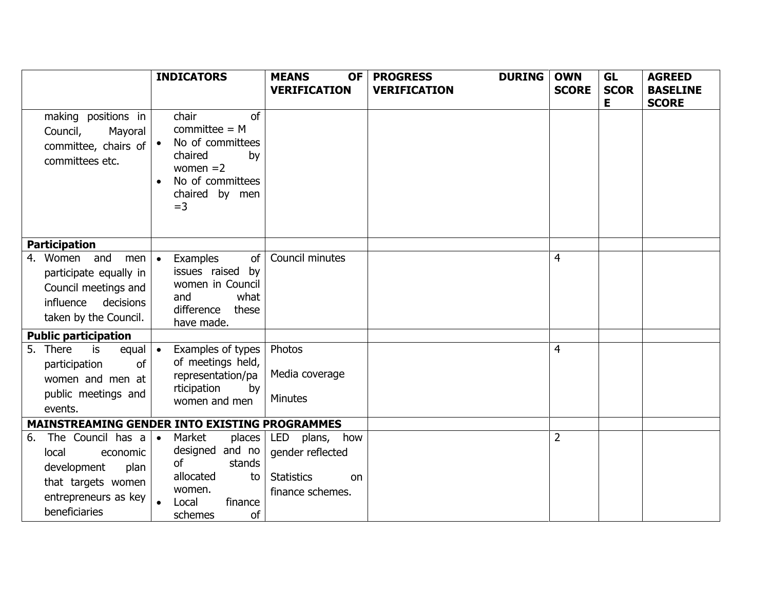| | INDICATORS | MEANS OF VERIFICATION | PROGRESS DURING VERIFICATION | OWN SCORE | GL SCORE | AGREED BASELINE SCORE |
|---|---|---|---|---|---|---|
| making positions in Council, Mayoral committee, chairs of committees etc. | chair of committee = M<br>• No of committees chaired by women =2<br>• No of committees chaired by men =3 | | | | | |
| **Participation** | | | | | | |
| 4. Women and men participate equally in Council meetings and influence decisions taken by the Council. | • Examples of issues raised by women in Council and what difference these have made. | Council minutes | | 4 | | |
| **Public participation** | | | | | | |
| 5. There is equal participation of women and men at public meetings and events. | • Examples of types of meetings held, representation/participation by women and men | Photos<br><br>Media coverage<br><br>Minutes | | 4 | | |
| **MAINSTREAMING GENDER INTO EXISTING PROGRAMMES** | | | | | | |
| 6. The Council has a local economic development plan that targets women entrepreneurs as key beneficiaries | • Market places designed and no of stands allocated to women.<br>• Local finance schemes of | LED plans, how gender reflected<br><br>Statistics on finance schemes. | | 2 | | |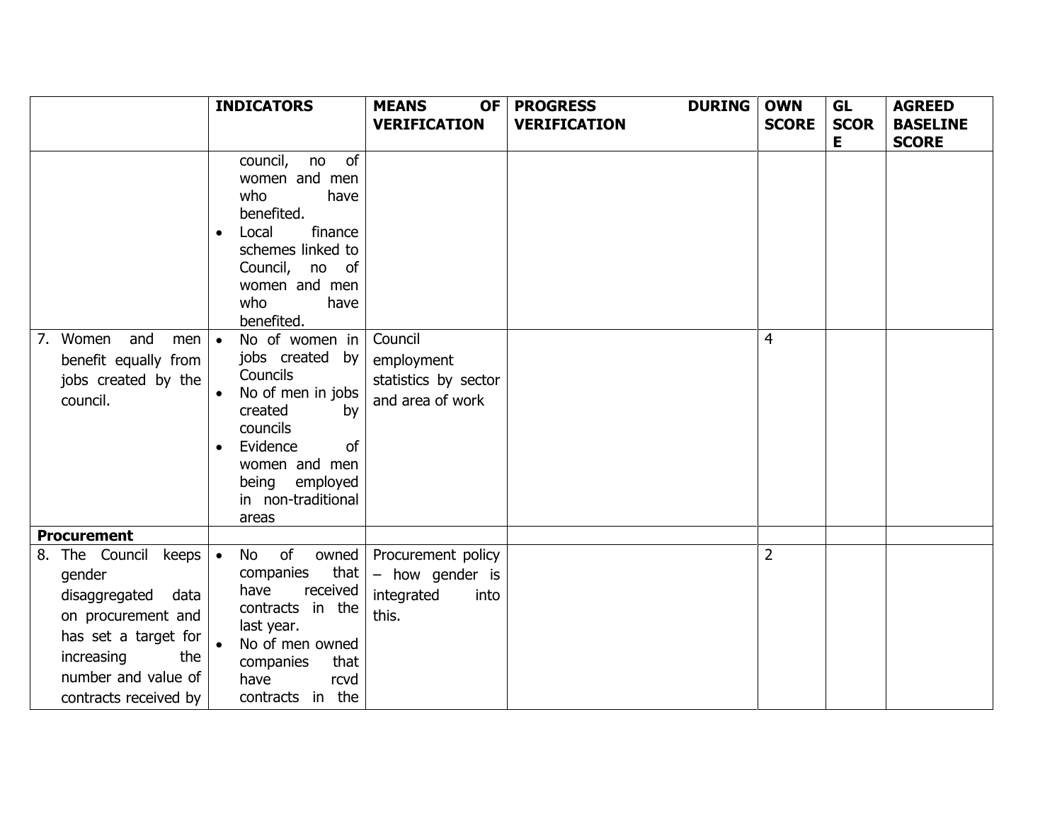| | INDICATORS | MEANS OF VERIFICATION | PROGRESS DURING VERIFICATION | OWN SCORE | GL SCORE | AGREED BASELINE SCORE |
|---|---|---|---|---|---|---|
| | council, no of women and men who have benefited.<br>• Local finance schemes linked to Council, no of women and men who have benefited. | | | | | |
| 7. Women and men benefit equally from jobs created by the council. | • No of women in jobs created by Councils<br>• No of men in jobs created by councils<br>• Evidence of women and men being employed in non-traditional areas | Council employment statistics by sector and area of work | | 4 | | |
| **Procurement** | | | | | | |
| 8. The Council keeps gender disaggregated data on procurement and has set a target for increasing the number and value of contracts received by | • No of owned companies that have received contracts in the last year.<br>• No of men owned companies that have rcvd contracts in the | Procurement policy – how gender is integrated into this. | | 2 | | |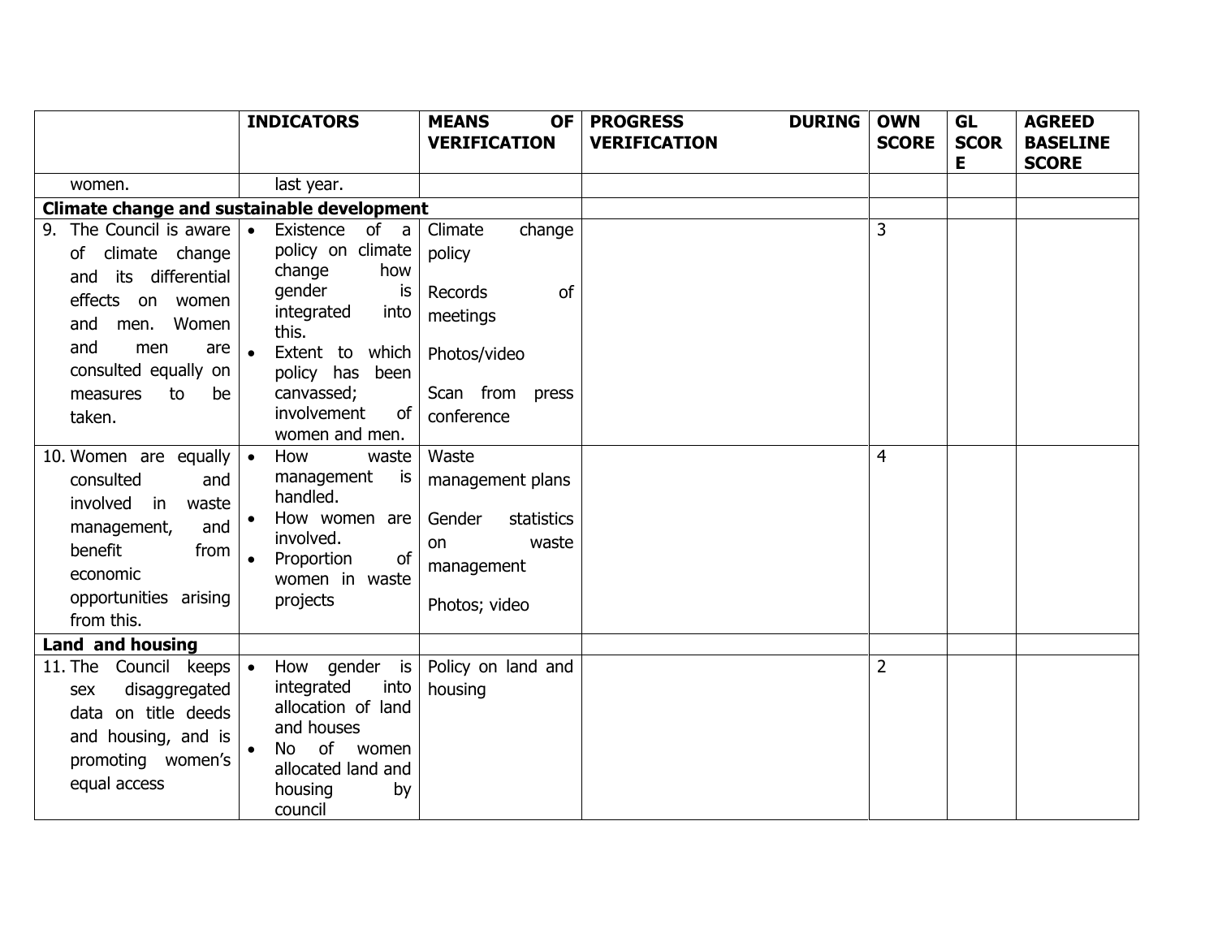| | INDICATORS | MEANS OF VERIFICATION | PROGRESS DURING VERIFICATION | OWN SCORE | GL SCORE | AGREED BASELINE SCORE |
|---|---|---|---|---|---|---|
| women. | last year. | | | | | |
| **Climate change and sustainable development** | | | | | | |
| 9. The Council is aware of climate change and its differential effects on women and men. Women and men are consulted equally on measures to be taken. | • Existence of a policy on climate change how gender is integrated into this. • Extent to which policy has been canvassed; involvement of women and men. | Climate change policy; Records of meetings; Photos/video; Scan from press conference | | 3 | | |
| 10. Women are equally consulted and involved in waste management, and benefit from economic opportunities arising from this. | • How waste management is handled. • How women are involved. • Proportion of women in waste projects | Waste management plans; Gender statistics on waste management; Photos; video | | 4 | | |
| **Land and housing** | | | | | | |
| 11. The Council keeps sex disaggregated data on title deeds and housing, and is promoting women's equal access | • How gender is integrated into allocation of land and houses • No of women allocated land and housing by council | Policy on land and housing | | 2 | | |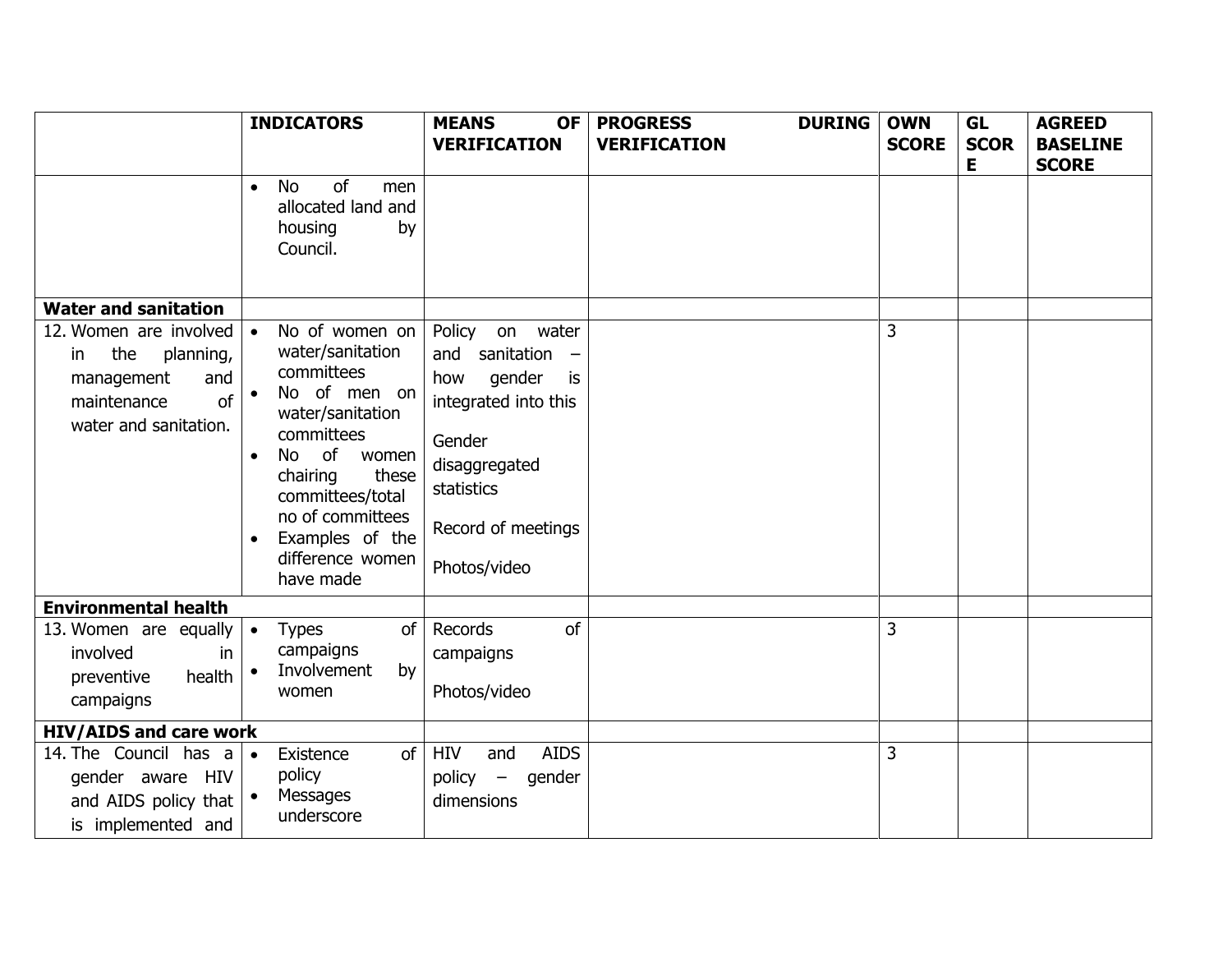| | INDICATORS | MEANS OF VERIFICATION | PROGRESS DURING VERIFICATION | OWN SCORE | GL SCORE | AGREED BASELINE SCORE |
|---|---|---|---|---|---|---|
| | • No of men allocated land and housing by Council. | | | | | |
| **Water and sanitation** | | | | | | |
| 12. Women are involved in the planning, management and maintenance of water and sanitation. | • No of women on water/sanitation committees<br>• No of men on water/sanitation committees<br>• No of women chairing these committees/total no of committees<br>• Examples of the difference women have made | Policy on water and sanitation – how gender is integrated into this<br><br>Gender disaggregated statistics<br><br>Record of meetings<br><br>Photos/video | | 3 | | |
| **Environmental health** | | | | | | |
| 13. Women are equally involved in preventive health campaigns | • Types of campaigns<br>• Involvement by women | Records of campaigns<br><br>Photos/video | | 3 | | |
| **HIV/AIDS and care work** | | | | | | |
| 14. The Council has a gender aware HIV and AIDS policy that is implemented and | • Existence of policy<br>• Messages underscore | HIV and AIDS policy – gender dimensions | | 3 | | |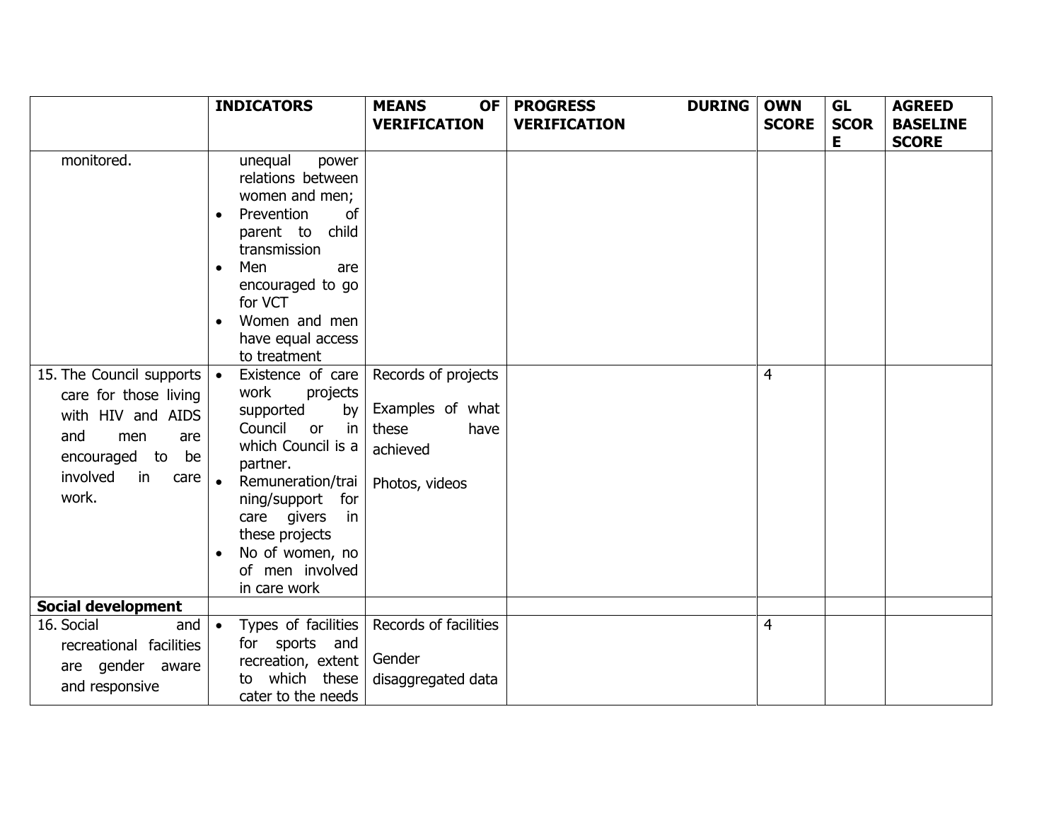| | INDICATORS | MEANS OF VERIFICATION | PROGRESS DURING VERIFICATION | OWN SCORE | GL SCORE | AGREED BASELINE SCORE |
|---|---|---|---|---|---|---|
| monitored. | unequal power relations between women and men;<br>• Prevention of parent to child transmission<br>• Men are encouraged to go for VCT<br>• Women and men have equal access to treatment | | | | | |
| 15. The Council supports care for those living with HIV and AIDS and men are encouraged to be involved in care work. | • Existence of care work projects supported by Council or in which Council is a partner.<br>• Remuneration/training/support for care givers in these projects<br>• No of women, no of men involved in care work | Records of projects<br><br>Examples of what these have achieved<br><br>Photos, videos | | 4 | | |
| **Social development** | | | | | | |
| 16. Social and recreational facilities are gender aware and responsive | • Types of facilities for sports and recreation, extent to which these cater to the needs | Records of facilities<br><br>Gender disaggregated data | | 4 | | |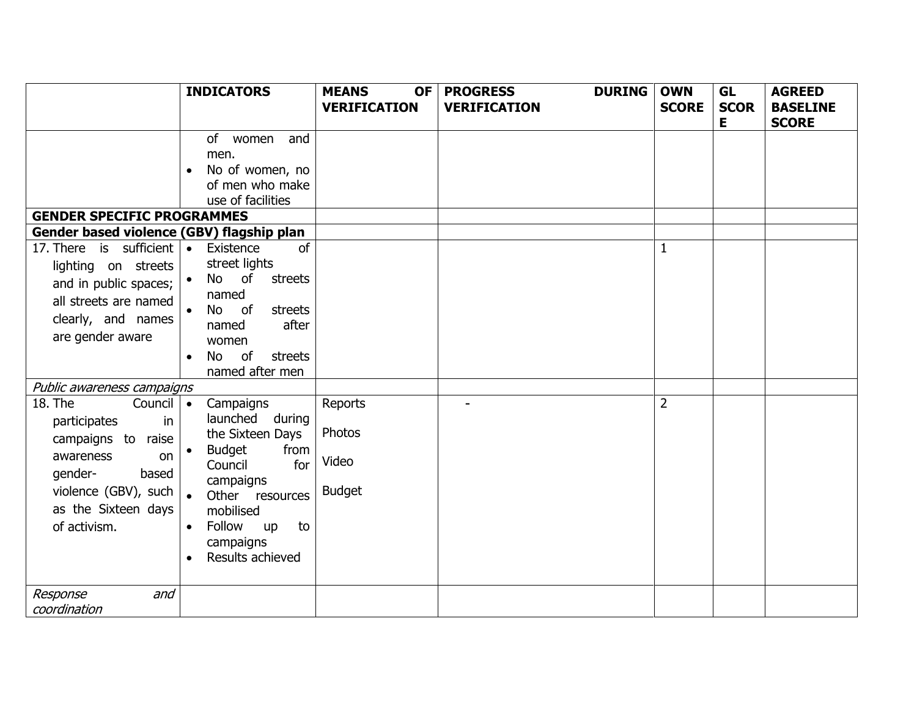| | INDICATORS | MEANS OF VERIFICATION | PROGRESS DURING VERIFICATION | OWN SCORE | GL SCORE | AGREED BASELINE SCORE |
|---|---|---|---|---|---|---|
| | of women and men.<br>• No of women, no of men who make use of facilities | | | | | |
| **GENDER SPECIFIC PROGRAMMES** | | | | | | |
| **Gender based violence (GBV) flagship plan** | | | | | | |
| 17. There is sufficient lighting on streets and in public spaces; all streets are named clearly, and names are gender aware | • Existence of street lights<br>• No of streets named<br>• No of streets named after women<br>• No of streets named after men | | | 1 | | |
| *Public awareness campaigns* | | | | | | |
| 18. The Council participates in campaigns to raise awareness on gender-based violence (GBV), such as the Sixteen days of activism. | • Campaigns launched during the Sixteen Days<br>• Budget from Council for campaigns<br>• Other resources mobilised<br>• Follow up to campaigns<br>• Results achieved | Reports<br><br>Photos<br><br>Video<br><br>Budget | - | 2 | | |
| *Response and coordination* | | | | | | |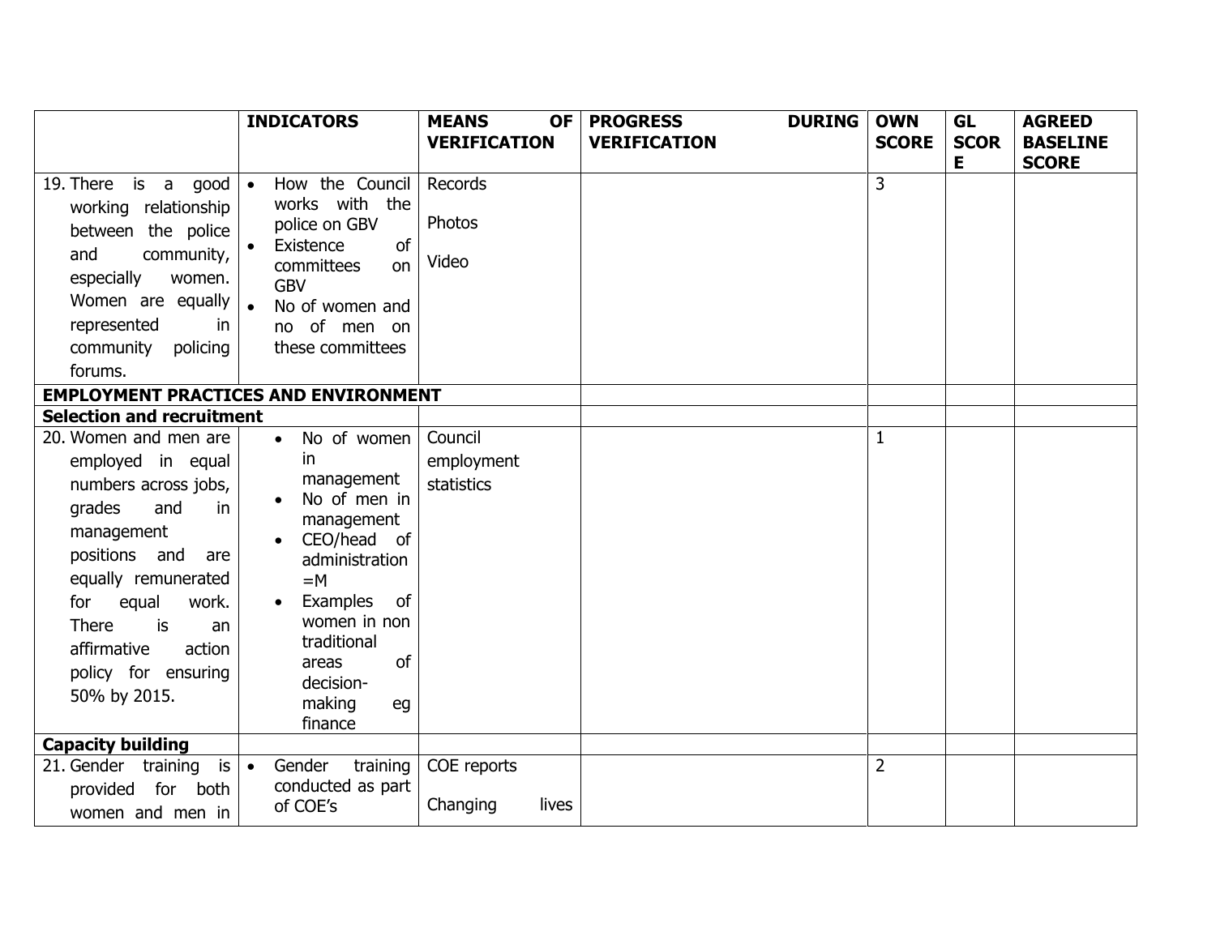| | INDICATORS | MEANS OF VERIFICATION | PROGRESS DURING VERIFICATION | OWN SCORE | GL SCORE | AGREED BASELINE SCORE |
|---|---|---|---|---|---|---|
| 19. There is a good working relationship between the police and community, especially women. Women are equally represented in community policing forums. | • How the Council works with the police on GBV<br>• Existence of committees on GBV<br>• No of women and no of men on these committees | Records<br><br>Photos<br><br>Video | | 3 | | |
| **EMPLOYMENT PRACTICES AND ENVIRONMENT** | | | | | | |
| **Selection and recruitment** | | | | | | |
| 20. Women and men are employed in equal numbers across jobs, grades and in management positions and are equally remunerated for equal work. There is an affirmative action policy for ensuring 50% by 2015. | • No of women in management<br>• No of men in management<br>• CEO/head of administration =M<br>• Examples of women in non traditional areas of decision-making eg finance | Council employment statistics | | 1 | | |
| **Capacity building** | | | | | | |
| 21. Gender training is provided for both women and men in | • Gender training conducted as part of COE's | COE reports<br><br>Changing lives | | 2 | | |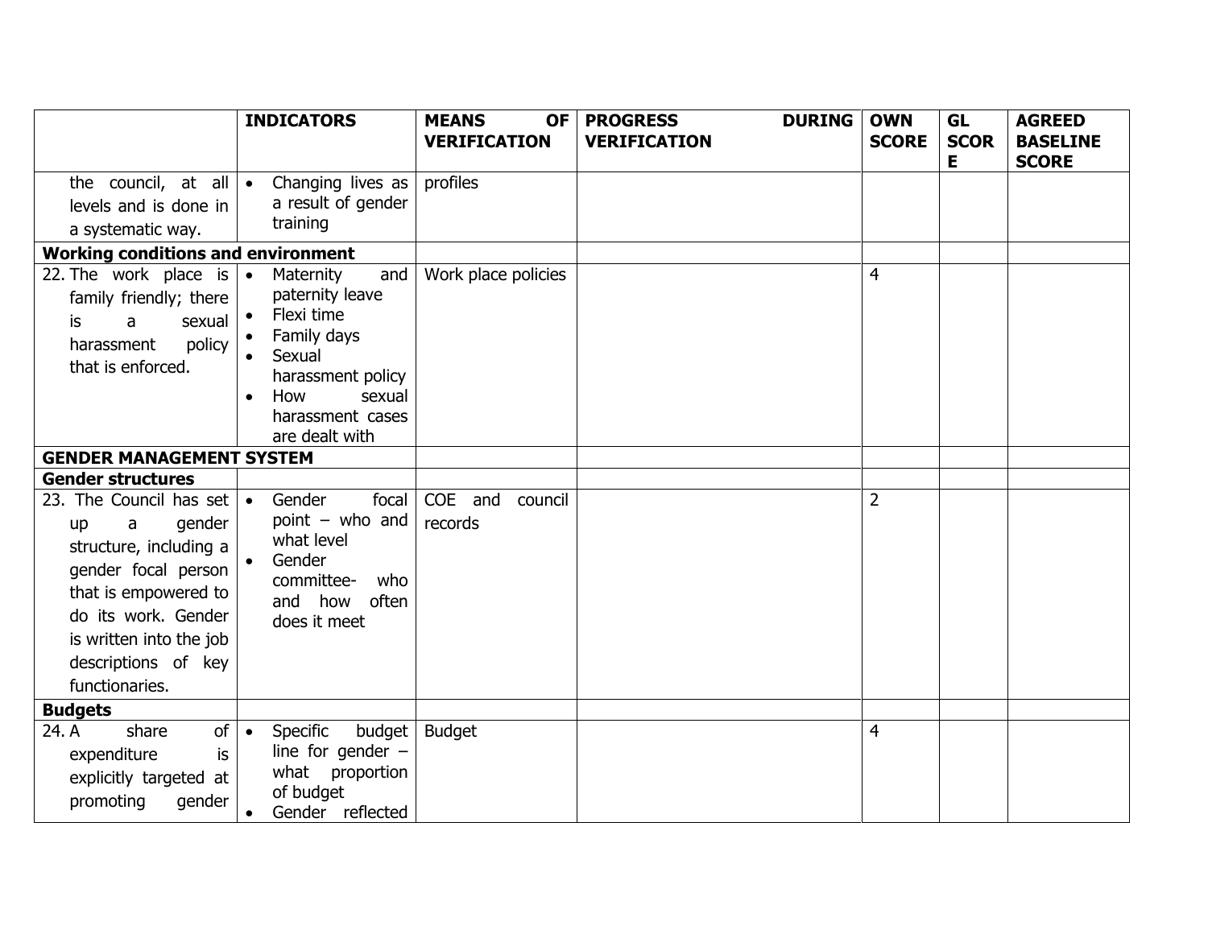| | INDICATORS | MEANS OF VERIFICATION | PROGRESS DURING VERIFICATION | OWN SCORE | GL SCORE | AGREED BASELINE SCORE |
|---|---|---|---|---|---|---|
| the council, at all levels and is done in a systematic way. | • Changing lives as a result of gender training | profiles | | | | |
| **Working conditions and environment** | | | | | | |
| 22. The work place is family friendly; there is a sexual harassment policy that is enforced. | • Maternity and paternity leave<br>• Flexi time<br>• Family days<br>• Sexual harassment policy<br>• How sexual harassment cases are dealt with | Work place policies | | 4 | | |
| **GENDER MANAGEMENT SYSTEM** | | | | | | |
| **Gender structures** | | | | | | |
| 23. The Council has set up a gender structure, including a gender focal person that is empowered to do its work. Gender is written into the job descriptions of key functionaries. | • Gender focal point – who and what level<br>• Gender committee- who and how often does it meet | COE and council records | | 2 | | |
| **Budgets** | | | | | | |
| 24. A share of expenditure is explicitly targeted at promoting gender | • Specific budget line for gender – what proportion of budget<br>• Gender reflected | Budget | | 4 | | |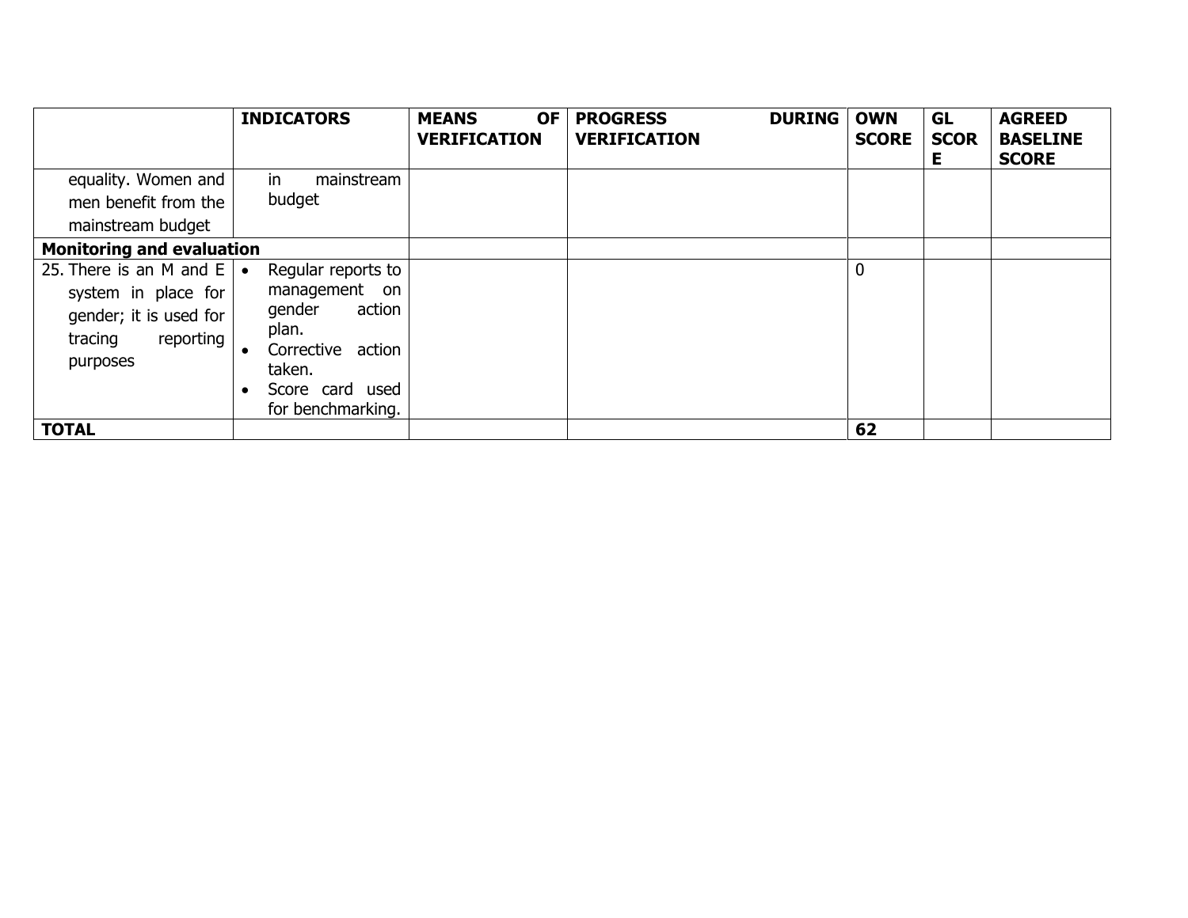| | INDICATORS | MEANS OF VERIFICATION | PROGRESS DURING VERIFICATION | OWN SCORE | GL SCORE | AGREED BASELINE SCORE |
|---|---|---|---|---|---|---|
| equality. Women and men benefit from the mainstream budget | in mainstream budget | | | | | |
| **Monitoring and evaluation** | | | | | | |
| 25. There is an M and E system in place for gender; it is used for tracing reporting purposes | • Regular reports to management on gender action plan.<br>• Corrective action taken.<br>• Score card used for benchmarking. | | | 0 | | |
| **TOTAL** | | | | **62** | | |